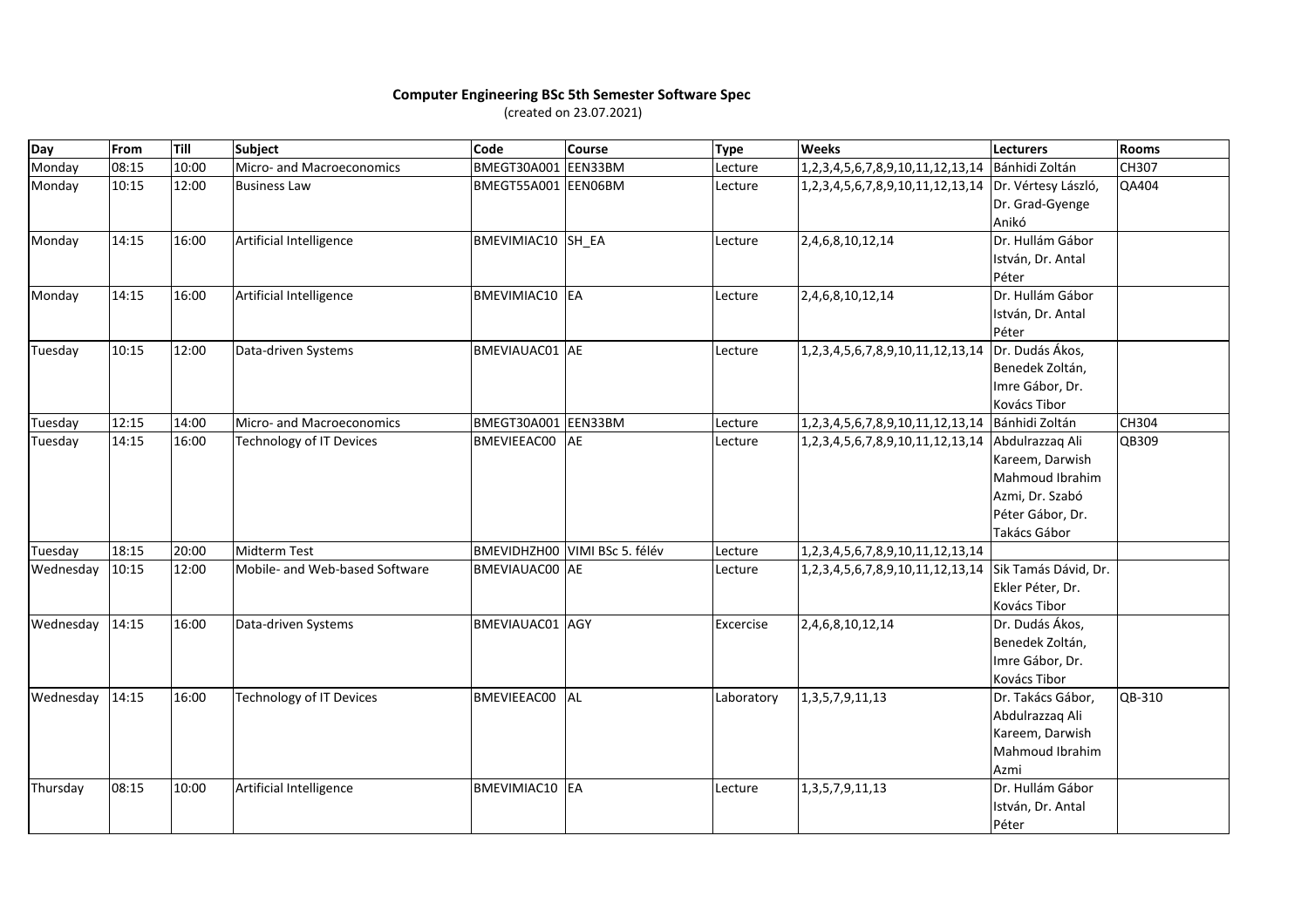**Computer Engineering BSc 5th Semester Software Spec**

(created on 23.07.2021)

| Day | From | Till | Subject | Code | Course | Type | Weeks | Lecturers | Rooms |
|---|---|---|---|---|---|---|---|---|---|
| Monday | 08:15 | 10:00 | Micro- and Macroeconomics | BMEGT30A001 | EEN33BM | Lecture | 1,2,3,4,5,6,7,8,9,10,11,12,13,14 | Bánhidi Zoltán | CH307 |
| Monday | 10:15 | 12:00 | Business Law | BMEGT55A001 | EEN06BM | Lecture | 1,2,3,4,5,6,7,8,9,10,11,12,13,14 | Dr. Vértesy László, Dr. Grad-Gyenge Anikó | QA404 |
| Monday | 14:15 | 16:00 | Artificial Intelligence | BMEVIMIAC10 | SH_EA | Lecture | 2,4,6,8,10,12,14 | Dr. Hullám Gábor István, Dr. Antal Péter | |
| Monday | 14:15 | 16:00 | Artificial Intelligence | BMEVIMIAC10 | EA | Lecture | 2,4,6,8,10,12,14 | Dr. Hullám Gábor István, Dr. Antal Péter | |
| Tuesday | 10:15 | 12:00 | Data-driven Systems | BMEVIAUAC01 | AE | Lecture | 1,2,3,4,5,6,7,8,9,10,11,12,13,14 | Dr. Dudás Ákos, Benedek Zoltán, Imre Gábor, Dr. Kovács Tibor | |
| Tuesday | 12:15 | 14:00 | Micro- and Macroeconomics | BMEGT30A001 | EEN33BM | Lecture | 1,2,3,4,5,6,7,8,9,10,11,12,13,14 | Bánhidi Zoltán | CH304 |
| Tuesday | 14:15 | 16:00 | Technology of IT Devices | BMEVIEEAC00 | AE | Lecture | 1,2,3,4,5,6,7,8,9,10,11,12,13,14 | Abdulrazzaq Ali Kareem, Darwish Mahmoud Ibrahim Azmi, Dr. Szabó Péter Gábor, Dr. Takács Gábor | QB309 |
| Tuesday | 18:15 | 20:00 | Midterm Test | BMEVIDHZH00 | VIMI BSc 5. félév | Lecture | 1,2,3,4,5,6,7,8,9,10,11,12,13,14 | | |
| Wednesday | 10:15 | 12:00 | Mobile- and Web-based Software | BMEVIAUAC00 | AE | Lecture | 1,2,3,4,5,6,7,8,9,10,11,12,13,14 | Sik Tamás Dávid, Dr. Ekler Péter, Dr. Kovács Tibor | |
| Wednesday | 14:15 | 16:00 | Data-driven Systems | BMEVIAUAC01 | AGY | Excercise | 2,4,6,8,10,12,14 | Dr. Dudás Ákos, Benedek Zoltán, Imre Gábor, Dr. Kovács Tibor | |
| Wednesday | 14:15 | 16:00 | Technology of IT Devices | BMEVIEEAC00 | AL | Laboratory | 1,3,5,7,9,11,13 | Dr. Takács Gábor, Abdulrazzaq Ali Kareem, Darwish Mahmoud Ibrahim Azmi | QB-310 |
| Thursday | 08:15 | 10:00 | Artificial Intelligence | BMEVIMIAC10 | EA | Lecture | 1,3,5,7,9,11,13 | Dr. Hullám Gábor István, Dr. Antal Péter | |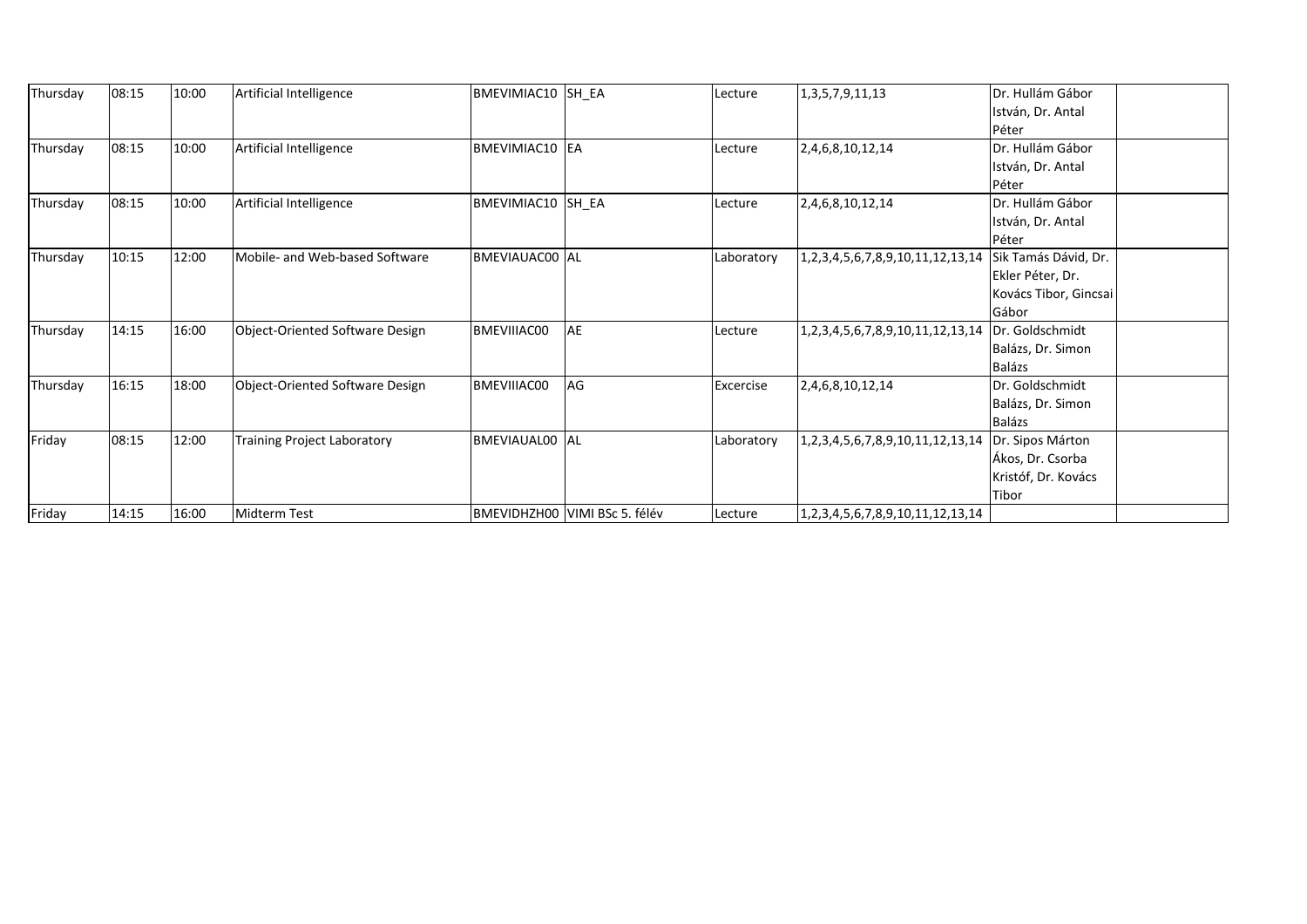| | | | | | | | | | |
|---|---|---|---|---|---|---|---|---|---|
| Thursday | 08:15 | 10:00 | Artificial Intelligence | BMEVIMIAC10 | SH_EA | Lecture | 1,3,5,7,9,11,13 | Dr. Hullám Gábor István, Dr. Antal Péter | |
| Thursday | 08:15 | 10:00 | Artificial Intelligence | BMEVIMIAC10 | EA | Lecture | 2,4,6,8,10,12,14 | Dr. Hullám Gábor István, Dr. Antal Péter | |
| Thursday | 08:15 | 10:00 | Artificial Intelligence | BMEVIMIAC10 | SH_EA | Lecture | 2,4,6,8,10,12,14 | Dr. Hullám Gábor István, Dr. Antal Péter | |
| Thursday | 10:15 | 12:00 | Mobile- and Web-based Software | BMEVIAUAC00 | AL | Laboratory | 1,2,3,4,5,6,7,8,9,10,11,12,13,14 | Sik Tamás Dávid, Dr. Ekler Péter, Dr. Kovács Tibor, Gincsai Gábor | |
| Thursday | 14:15 | 16:00 | Object-Oriented Software Design | BMEVIIIAC00 | AE | Lecture | 1,2,3,4,5,6,7,8,9,10,11,12,13,14 | Dr. Goldschmidt Balázs, Dr. Simon Balázs | |
| Thursday | 16:15 | 18:00 | Object-Oriented Software Design | BMEVIIIAC00 | AG | Excercise | 2,4,6,8,10,12,14 | Dr. Goldschmidt Balázs, Dr. Simon Balázs | |
| Friday | 08:15 | 12:00 | Training Project Laboratory | BMEVIAUAL00 | AL | Laboratory | 1,2,3,4,5,6,7,8,9,10,11,12,13,14 | Dr. Sipos Márton Ákos, Dr. Csorba Kristóf, Dr. Kovács Tibor | |
| Friday | 14:15 | 16:00 | Midterm Test | BMEVIDHZH00 | VIMI BSc 5. félév | Lecture | 1,2,3,4,5,6,7,8,9,10,11,12,13,14 | | |